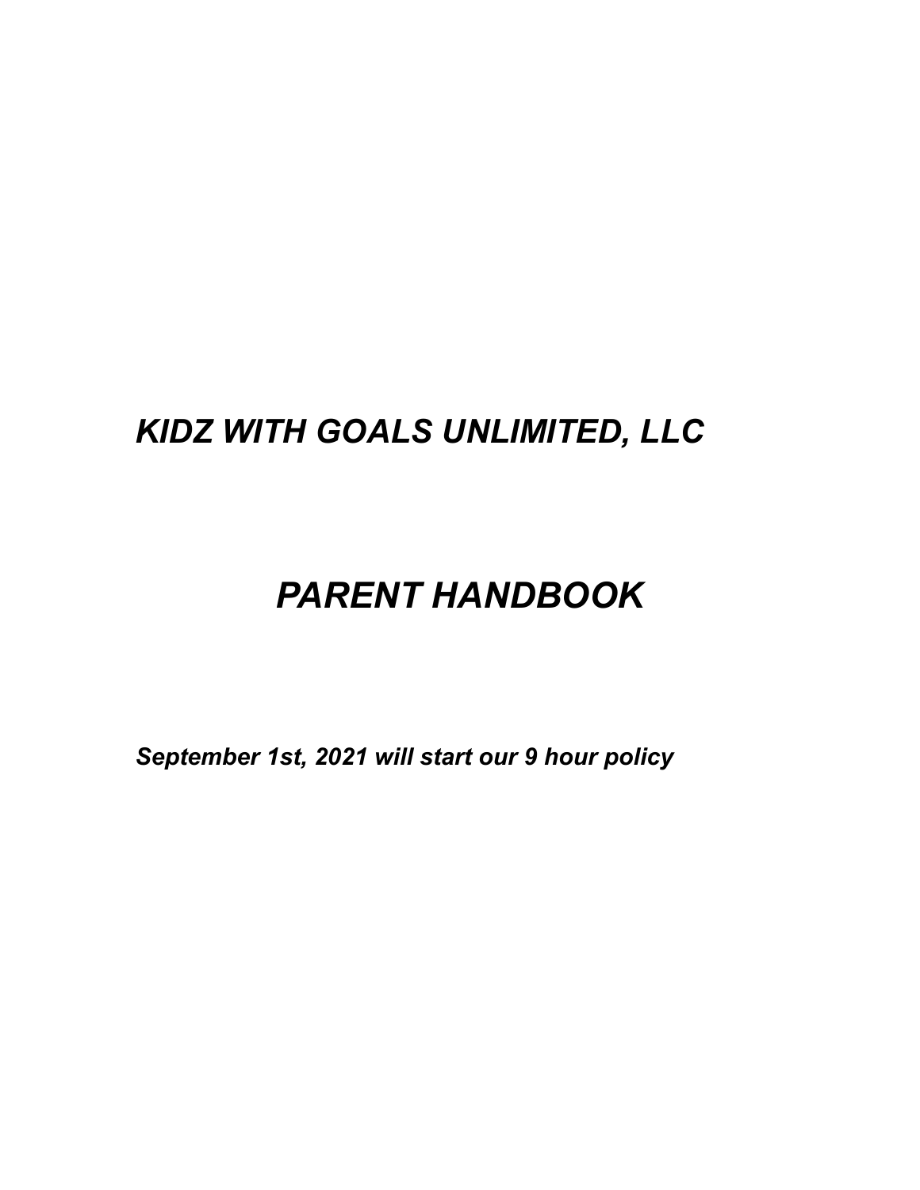# *KIDZ WITH GOALS UNLIMITED, LLC*

# *PARENT HANDBOOK*

***September 1st, 2021 will start our 9 hour policy***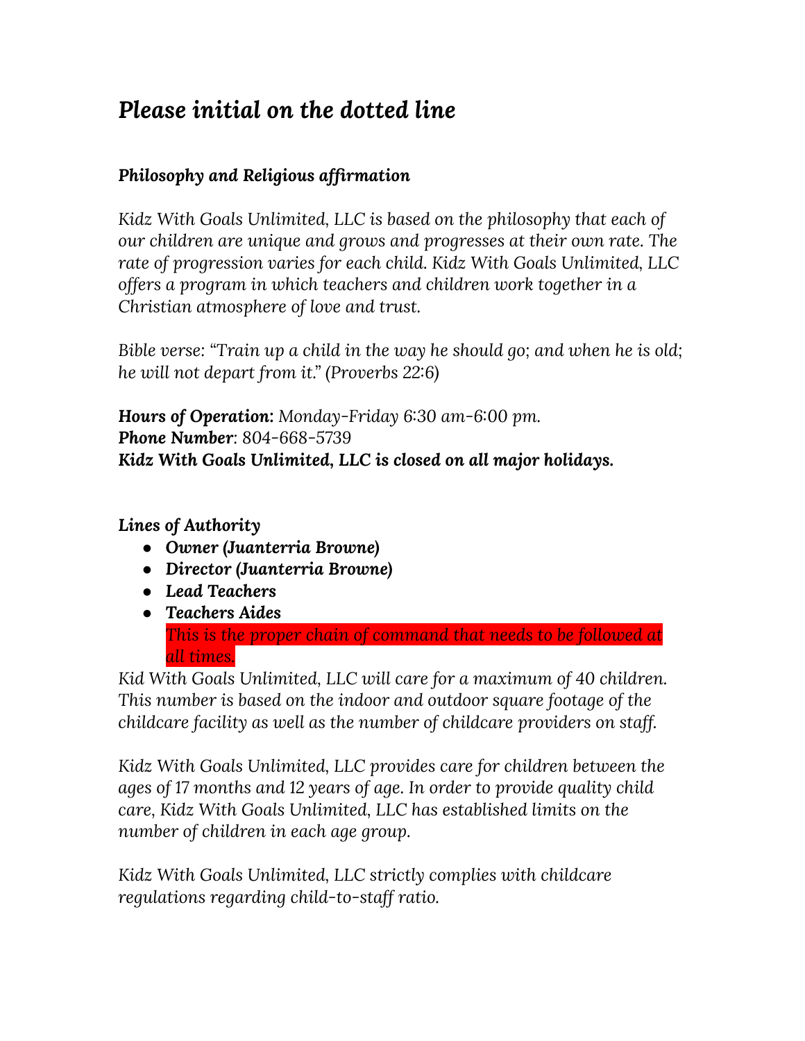# *Please initial on the dotted line*

***Philosophy and Religious affirmation***

*Kidz With Goals Unlimited, LLC is based on the philosophy that each of our children are unique and grows and progresses at their own rate. The rate of progression varies for each child. Kidz With Goals Unlimited, LLC offers a program in which teachers and children work together in a Christian atmosphere of love and trust.*

*Bible verse: "Train up a child in the way he should go; and when he is old; he will not depart from it." (Proverbs 22:6)*

***Hours of Operation:*** *Monday-Friday 6:30 am-6:00 pm.*
***Phone Number***: *804-668-5739*
***Kidz With Goals Unlimited, LLC is closed on all major holidays.***

***Lines of Authority***

- ***Owner (Juanterria Browne)***
- ***Director (Juanterria Browne)***
- ***Lead Teachers***
- ***Teachers Aides***

  *This is the proper chain of command that needs to be followed at all times.*

*Kid With Goals Unlimited, LLC will care for a maximum of 40 children. This number is based on the indoor and outdoor square footage of the childcare facility as well as the number of childcare providers on staff.*

*Kidz With Goals Unlimited, LLC provides care for children between the ages of 17 months and 12 years of age. In order to provide quality child care, Kidz With Goals Unlimited, LLC has established limits on the number of children in each age group.*

*Kidz With Goals Unlimited, LLC strictly complies with childcare regulations regarding child-to-staff ratio.*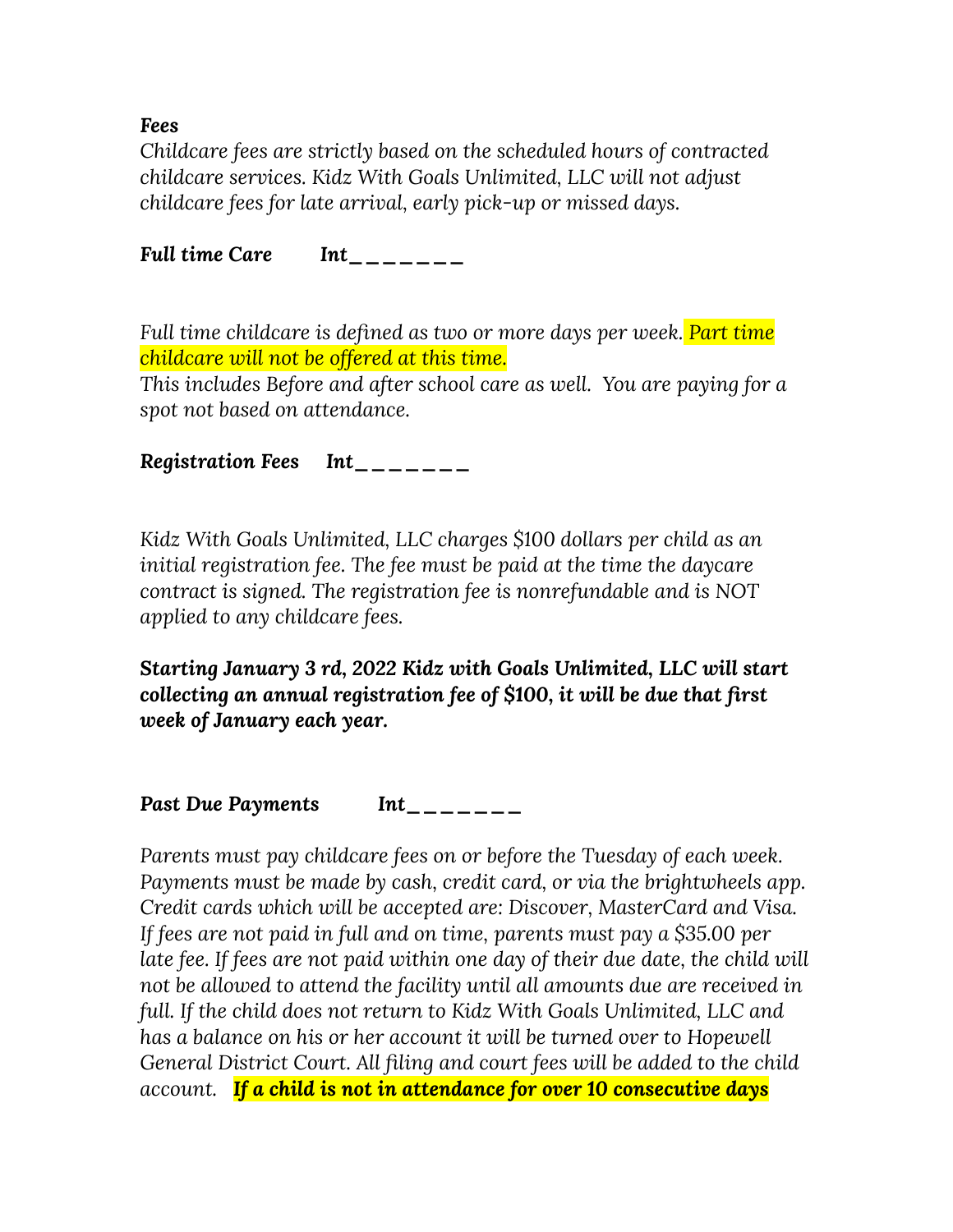***Fees***

*Childcare fees are strictly based on the scheduled hours of contracted childcare services. Kidz With Goals Unlimited, LLC will not adjust childcare fees for late arrival, early pick-up or missed days.*

***Full time Care      Int_ _ _ _ _ _ _***

*Full time childcare is defined as two or more days per week. Part time childcare will not be offered at this time.*
*This includes Before and after school care as well. You are paying for a spot not based on attendance.*

***Registration Fees    Int_ _ _ _ _ _ _***

*Kidz With Goals Unlimited, LLC charges $100 dollars per child as an initial registration fee. The fee must be paid at the time the daycare contract is signed. The registration fee is nonrefundable and is NOT applied to any childcare fees.*

***Starting January 3 rd, 2022 Kidz with Goals Unlimited, LLC will start collecting an annual registration fee of $100, it will be due that first week of January each year.***

***Past Due Payments      Int_ _ _ _ _ _ _***

*Parents must pay childcare fees on or before the Tuesday of each week. Payments must be made by cash, credit card, or via the brightwheels app. Credit cards which will be accepted are: Discover, MasterCard and Visa. If fees are not paid in full and on time, parents must pay a $35.00 per late fee. If fees are not paid within one day of their due date, the child will not be allowed to attend the facility until all amounts due are received in full. If the child does not return to Kidz With Goals Unlimited, LLC and has a balance on his or her account it will be turned over to Hopewell General District Court. All filing and court fees will be added to the child account.* ***If a child is not in attendance for over 10 consecutive days***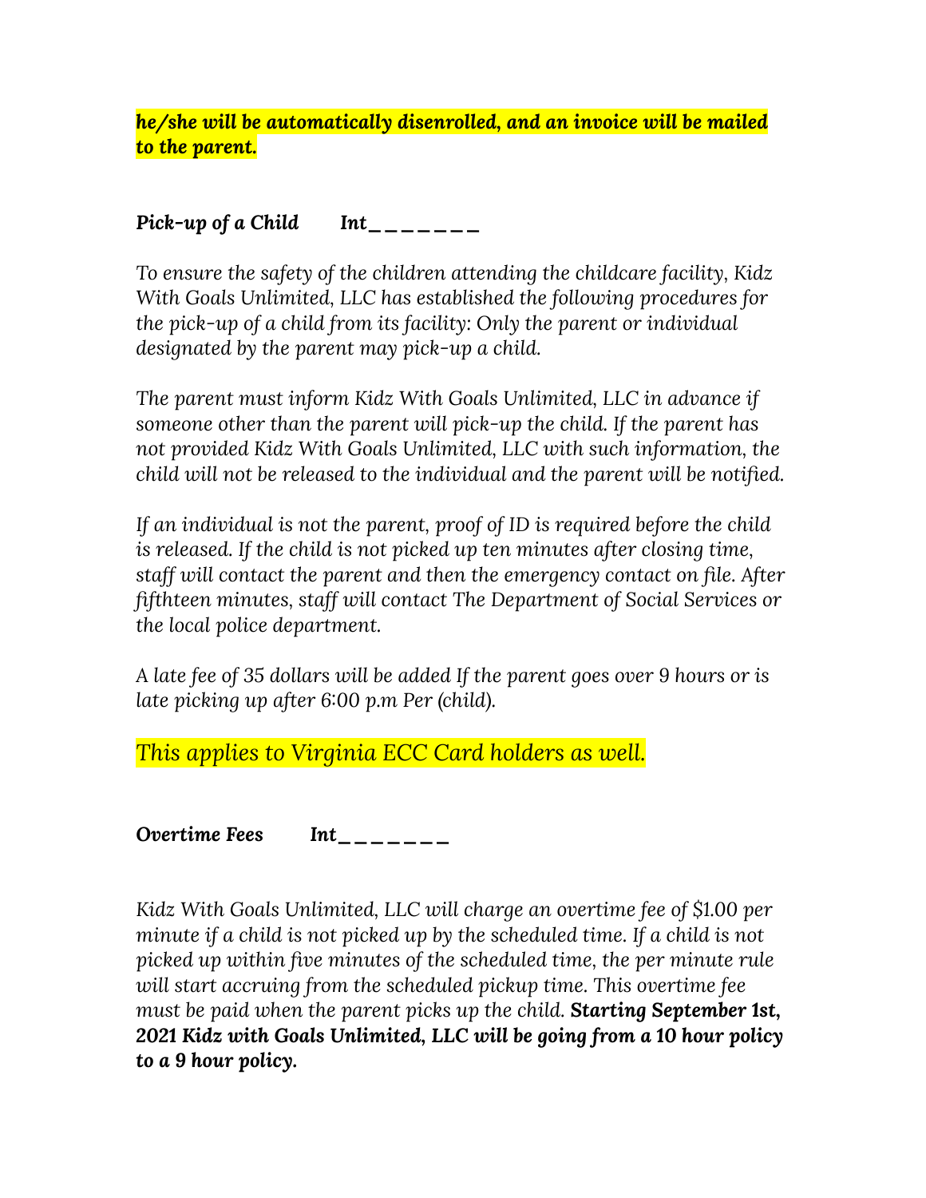***he/she will be automatically disenrolled, and an invoice will be mailed to the parent.***

***Pick-up of a Child*** ***Int_ _ _ _ _ _ _***

*To ensure the safety of the children attending the childcare facility, Kidz With Goals Unlimited, LLC has established the following procedures for the pick-up of a child from its facility: Only the parent or individual designated by the parent may pick-up a child.*

*The parent must inform Kidz With Goals Unlimited, LLC in advance if someone other than the parent will pick-up the child. If the parent has not provided Kidz With Goals Unlimited, LLC with such information, the child will not be released to the individual and the parent will be notified.*

*If an individual is not the parent, proof of ID is required before the child is released. If the child is not picked up ten minutes after closing time, staff will contact the parent and then the emergency contact on file. After fifthteen minutes, staff will contact The Department of Social Services or the local police department.*

*A late fee of 35 dollars will be added If the parent goes over 9 hours or is late picking up after 6:00 p.m Per (child).*

*This applies to Virginia ECC Card holders as well.*

***Overtime Fees*** ***Int_ _ _ _ _ _ _***

*Kidz With Goals Unlimited, LLC will charge an overtime fee of $1.00 per minute if a child is not picked up by the scheduled time. If a child is not picked up within five minutes of the scheduled time, the per minute rule will start accruing from the scheduled pickup time. This overtime fee must be paid when the parent picks up the child.* ***Starting September 1st, 2021 Kidz with Goals Unlimited, LLC will be going from a 10 hour policy to a 9 hour policy.***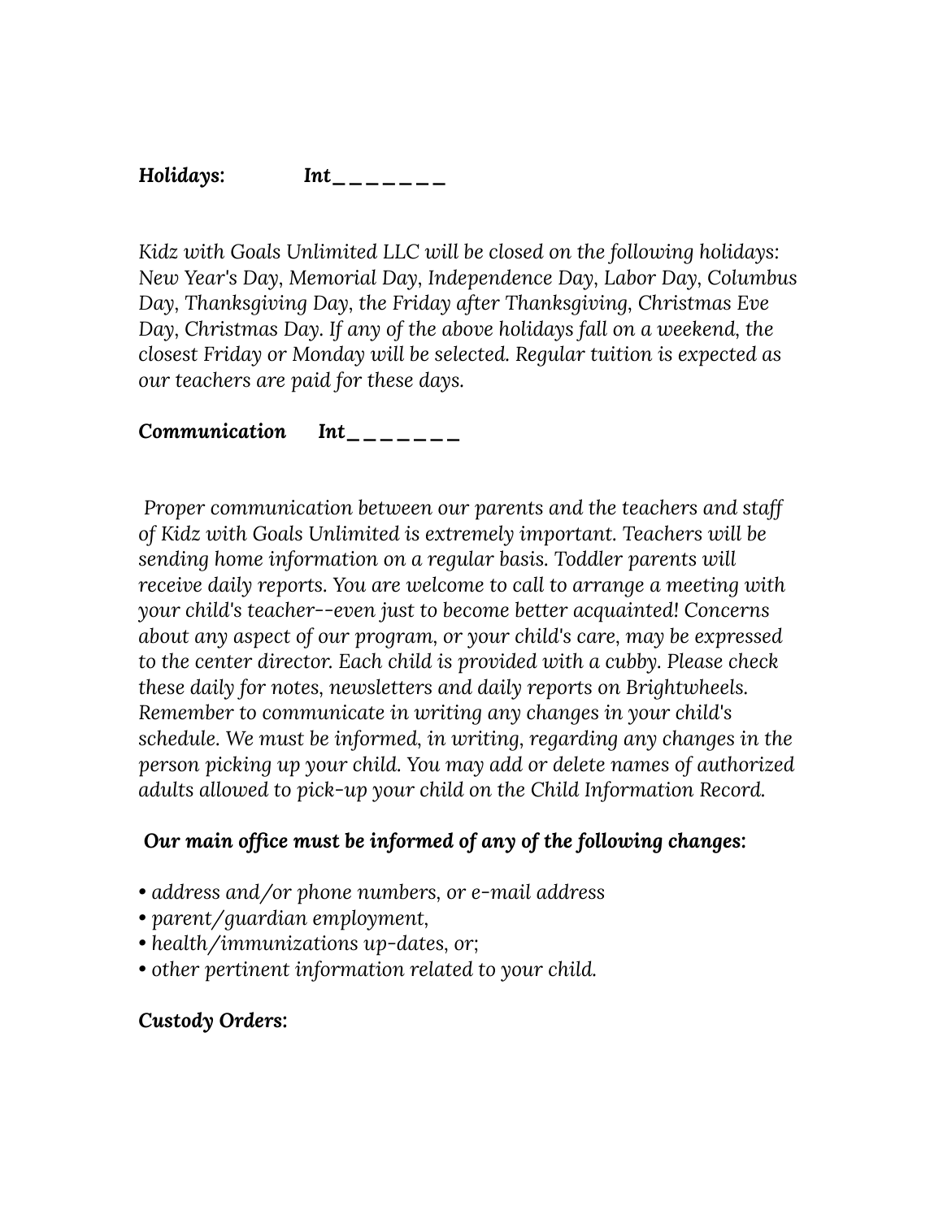***Holidays:*** ***Int_ _ _ _ _ _ _***

*Kidz with Goals Unlimited LLC will be closed on the following holidays: New Year's Day, Memorial Day, Independence Day, Labor Day, Columbus Day, Thanksgiving Day, the Friday after Thanksgiving, Christmas Eve Day, Christmas Day. If any of the above holidays fall on a weekend, the closest Friday or Monday will be selected. Regular tuition is expected as our teachers are paid for these days.*

***Communication*** ***Int_ _ _ _ _ _ _***

*Proper communication between our parents and the teachers and staff of Kidz with Goals Unlimited is extremely important. Teachers will be sending home information on a regular basis. Toddler parents will receive daily reports. You are welcome to call to arrange a meeting with your child's teacher--even just to become better acquainted! Concerns about any aspect of our program, or your child's care, may be expressed to the center director. Each child is provided with a cubby. Please check these daily for notes, newsletters and daily reports on Brightwheels. Remember to communicate in writing any changes in your child's schedule. We must be informed, in writing, regarding any changes in the person picking up your child. You may add or delete names of authorized adults allowed to pick-up your child on the Child Information Record.*

***Our main office must be informed of any of the following changes:***

- *address and/or phone numbers, or e-mail address*
- *parent/guardian employment,*
- *health/immunizations up-dates, or;*
- *other pertinent information related to your child.*

***Custody Orders:***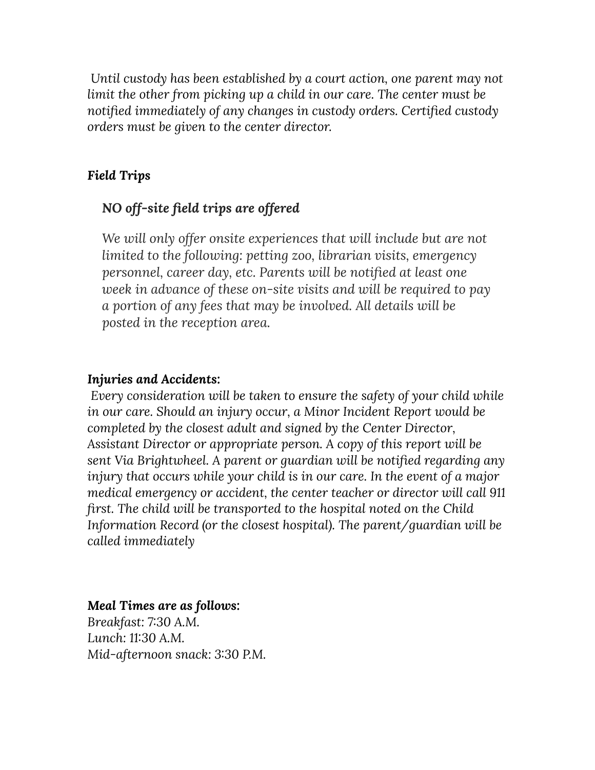*Until custody has been established by a court action, one parent may not limit the other from picking up a child in our care. The center must be notified immediately of any changes in custody orders. Certified custody orders must be given to the center director.*

***Field Trips***

> ***NO off-site field trips are offered***
>
> *We will only offer onsite experiences that will include but are not limited to the following: petting zoo, librarian visits, emergency personnel, career day, etc. Parents will be notified at least one week in advance of these on-site visits and will be required to pay a portion of any fees that may be involved. All details will be posted in the reception area.*

***Injuries and Accidents:***

*Every consideration will be taken to ensure the safety of your child while in our care. Should an injury occur, a Minor Incident Report would be completed by the closest adult and signed by the Center Director, Assistant Director or appropriate person. A copy of this report will be sent Via Brightwheel. A parent or guardian will be notified regarding any injury that occurs while your child is in our care. In the event of a major medical emergency or accident, the center teacher or director will call 911 first. The child will be transported to the hospital noted on the Child Information Record (or the closest hospital). The parent/guardian will be called immediately*

***Meal Times are as follows:***

*Breakfast: 7:30 A.M.*
*Lunch: 11:30 A.M.*
*Mid-afternoon snack: 3:30 P.M.*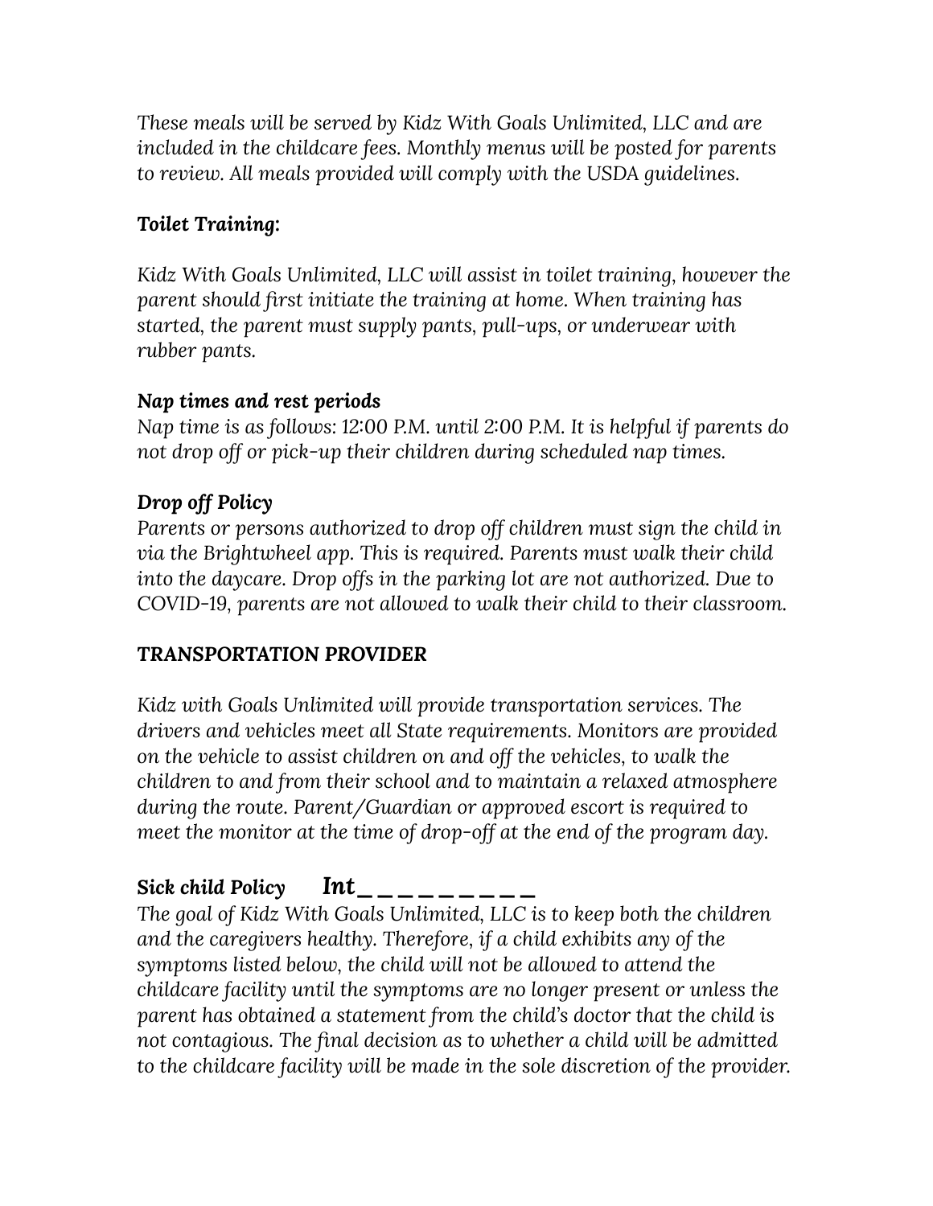*These meals will be served by Kidz With Goals Unlimited, LLC and are included in the childcare fees. Monthly menus will be posted for parents to review. All meals provided will comply with the USDA guidelines.*

***Toilet Training:***

*Kidz With Goals Unlimited, LLC will assist in toilet training, however the parent should first initiate the training at home. When training has started, the parent must supply pants, pull-ups, or underwear with rubber pants.*

***Nap times and rest periods***

*Nap time is as follows: 12:00 P.M. until 2:00 P.M. It is helpful if parents do not drop off or pick-up their children during scheduled nap times.*

***Drop off Policy***

*Parents or persons authorized to drop off children must sign the child in via the Brightwheel app. This is required. Parents must walk their child into the daycare. Drop offs in the parking lot are not authorized. Due to COVID-19, parents are not allowed to walk their child to their classroom.*

***TRANSPORTATION PROVIDER***

*Kidz with Goals Unlimited will provide transportation services. The drivers and vehicles meet all State requirements. Monitors are provided on the vehicle to assist children on and off the vehicles, to walk the children to and from their school and to maintain a relaxed atmosphere during the route. Parent/Guardian or approved escort is required to meet the monitor at the time of drop-off at the end of the program day.*

***Sick child Policy*** ***Int_________***

*The goal of Kidz With Goals Unlimited, LLC is to keep both the children and the caregivers healthy. Therefore, if a child exhibits any of the symptoms listed below, the child will not be allowed to attend the childcare facility until the symptoms are no longer present or unless the parent has obtained a statement from the child's doctor that the child is not contagious. The final decision as to whether a child will be admitted to the childcare facility will be made in the sole discretion of the provider.*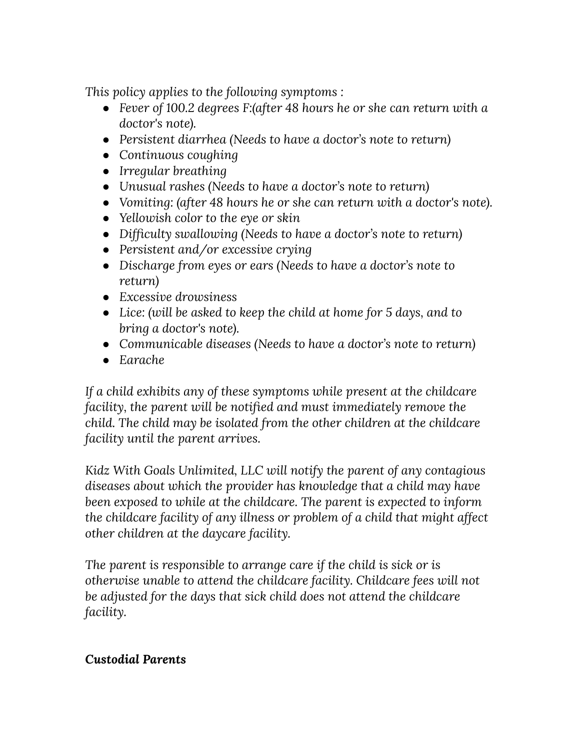*This policy applies to the following symptoms :*

- *Fever of 100.2 degrees F:(after 48 hours he or she can return with a doctor's note).*
- *Persistent diarrhea (Needs to have a doctor's note to return)*
- *Continuous coughing*
- *Irregular breathing*
- *Unusual rashes (Needs to have a doctor's note to return)*
- *Vomiting: (after 48 hours he or she can return with a doctor's note).*
- *Yellowish color to the eye or skin*
- *Difficulty swallowing (Needs to have a doctor's note to return)*
- *Persistent and/or excessive crying*
- *Discharge from eyes or ears (Needs to have a doctor's note to return)*
- *Excessive drowsiness*
- *Lice: (will be asked to keep the child at home for 5 days, and to bring a doctor's note).*
- *Communicable diseases (Needs to have a doctor's note to return)*
- *Earache*

*If a child exhibits any of these symptoms while present at the childcare facility, the parent will be notified and must immediately remove the child. The child may be isolated from the other children at the childcare facility until the parent arrives.*

*Kidz With Goals Unlimited, LLC will notify the parent of any contagious diseases about which the provider has knowledge that a child may have been exposed to while at the childcare. The parent is expected to inform the childcare facility of any illness or problem of a child that might affect other children at the daycare facility.*

*The parent is responsible to arrange care if the child is sick or is otherwise unable to attend the childcare facility. Childcare fees will not be adjusted for the days that sick child does not attend the childcare facility.*

***Custodial Parents***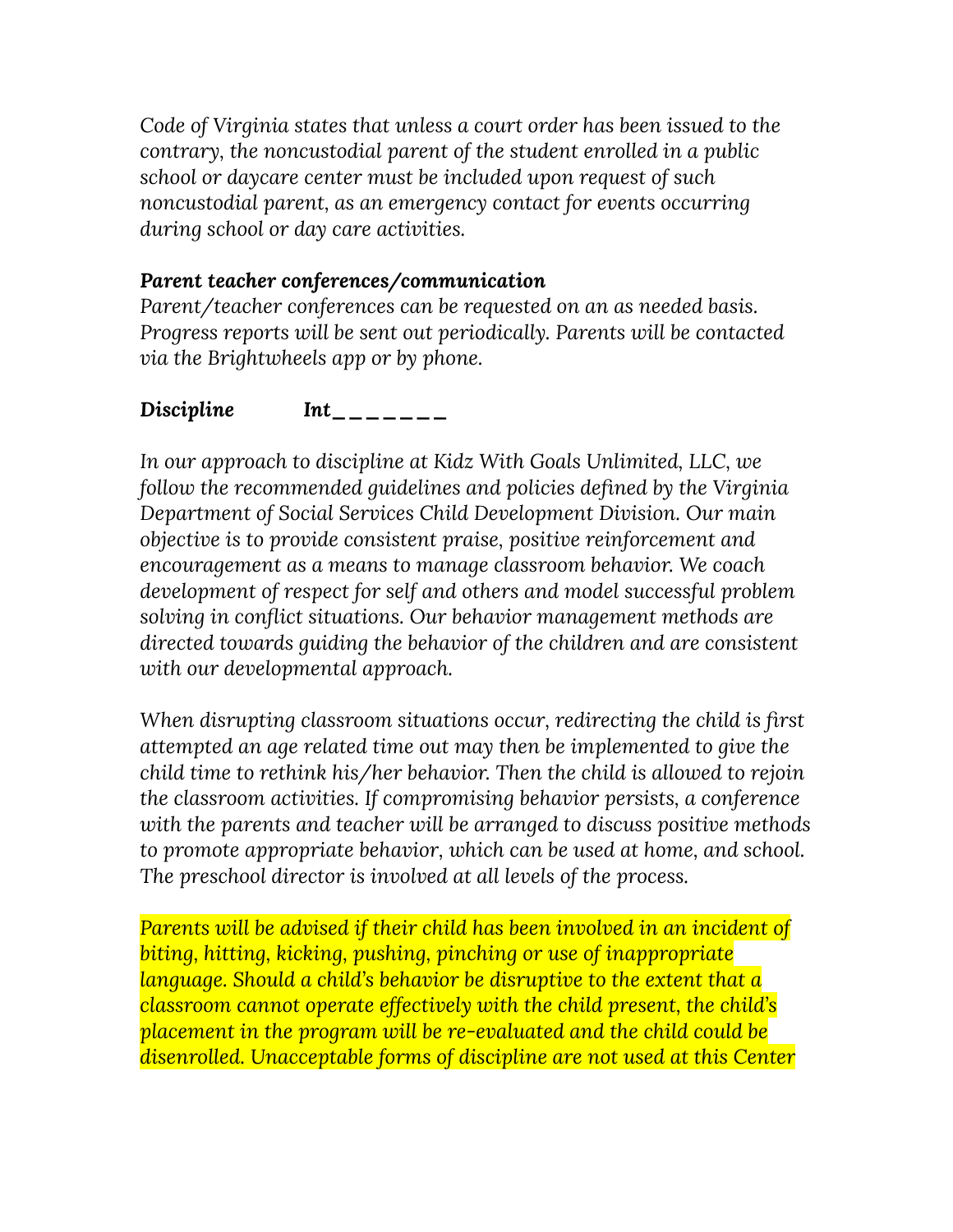*Code of Virginia states that unless a court order has been issued to the contrary, the noncustodial parent of the student enrolled in a public school or daycare center must be included upon request of such noncustodial parent, as an emergency contact for events occurring during school or day care activities.*

***Parent teacher conferences/communication***

*Parent/teacher conferences can be requested on an as needed basis. Progress reports will be sent out periodically. Parents will be contacted via the Brightwheels app or by phone.*

***Discipline*** ***Int_______***

*In our approach to discipline at Kidz With Goals Unlimited, LLC, we follow the recommended guidelines and policies defined by the Virginia Department of Social Services Child Development Division. Our main objective is to provide consistent praise, positive reinforcement and encouragement as a means to manage classroom behavior. We coach development of respect for self and others and model successful problem solving in conflict situations. Our behavior management methods are directed towards guiding the behavior of the children and are consistent with our developmental approach.*

*When disrupting classroom situations occur, redirecting the child is first attempted an age related time out may then be implemented to give the child time to rethink his/her behavior. Then the child is allowed to rejoin the classroom activities. If compromising behavior persists, a conference with the parents and teacher will be arranged to discuss positive methods to promote appropriate behavior, which can be used at home, and school. The preschool director is involved at all levels of the process.*

*Parents will be advised if their child has been involved in an incident of biting, hitting, kicking, pushing, pinching or use of inappropriate language. Should a child's behavior be disruptive to the extent that a classroom cannot operate effectively with the child present, the child's placement in the program will be re-evaluated and the child could be disenrolled. Unacceptable forms of discipline are not used at this Center*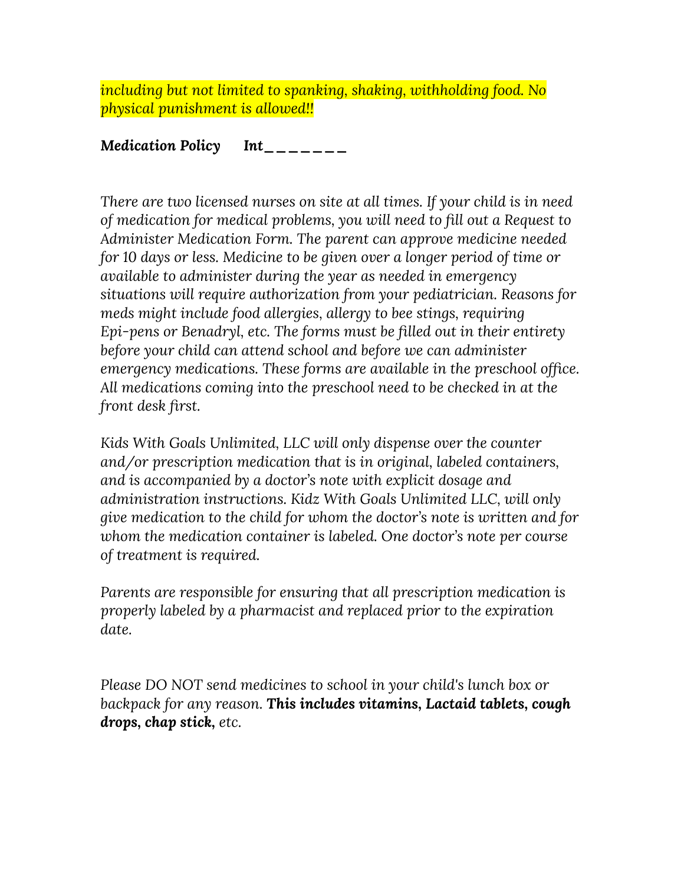*including but not limited to spanking, shaking, withholding food. No physical punishment is allowed!!*

***Medication Policy Int_ _ _ _ _ _ _***

*There are two licensed nurses on site at all times. If your child is in need of medication for medical problems, you will need to fill out a Request to Administer Medication Form. The parent can approve medicine needed for 10 days or less. Medicine to be given over a longer period of time or available to administer during the year as needed in emergency situations will require authorization from your pediatrician. Reasons for meds might include food allergies, allergy to bee stings, requiring Epi-pens or Benadryl, etc. The forms must be filled out in their entirety before your child can attend school and before we can administer emergency medications. These forms are available in the preschool office. All medications coming into the preschool need to be checked in at the front desk first.*

*Kids With Goals Unlimited, LLC will only dispense over the counter and/or prescription medication that is in original, labeled containers, and is accompanied by a doctor's note with explicit dosage and administration instructions. Kidz With Goals Unlimited LLC, will only give medication to the child for whom the doctor's note is written and for whom the medication container is labeled. One doctor's note per course of treatment is required.*

*Parents are responsible for ensuring that all prescription medication is properly labeled by a pharmacist and replaced prior to the expiration date.*

*Please DO NOT send medicines to school in your child's lunch box or backpack for any reason.* ***This includes vitamins, Lactaid tablets, cough drops, chap stick,*** *etc.*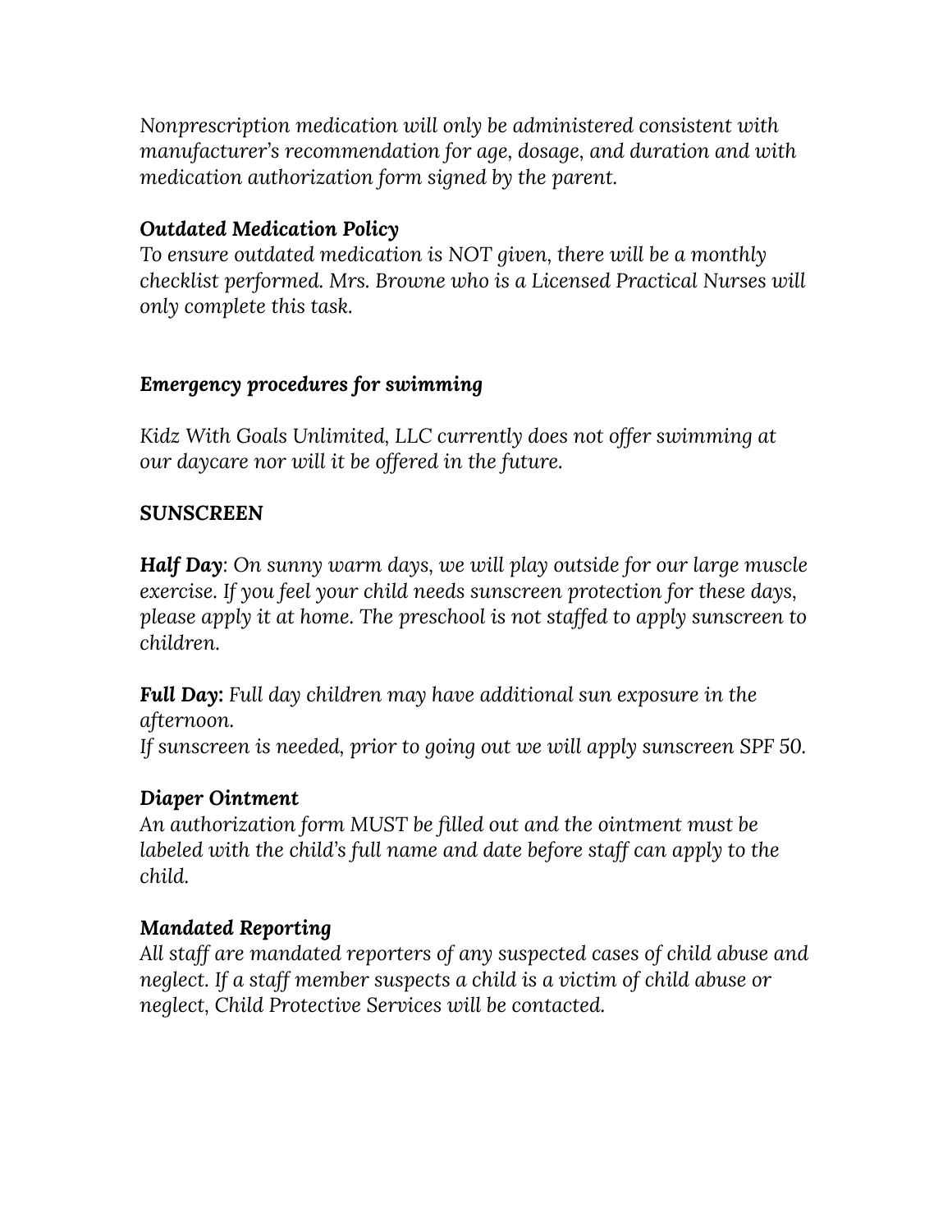*Nonprescription medication will only be administered consistent with manufacturer's recommendation for age, dosage, and duration and with medication authorization form signed by the parent.*

***Outdated Medication Policy***
*To ensure outdated medication is NOT given, there will be a monthly checklist performed. Mrs. Browne who is a Licensed Practical Nurses will only complete this task.*

***Emergency procedures for swimming***

*Kidz With Goals Unlimited, LLC currently does not offer swimming at our daycare nor will it be offered in the future.*

**SUNSCREEN**

***Half Day***: *On sunny warm days, we will play outside for our large muscle exercise. If you feel your child needs sunscreen protection for these days, please apply it at home. The preschool is not staffed to apply sunscreen to children.*

***Full Day:*** *Full day children may have additional sun exposure in the afternoon.*
*If sunscreen is needed, prior to going out we will apply sunscreen SPF 50.*

***Diaper Ointment***
*An authorization form MUST be filled out and the ointment must be labeled with the child's full name and date before staff can apply to the child.*

***Mandated Reporting***
*All staff are mandated reporters of any suspected cases of child abuse and neglect. If a staff member suspects a child is a victim of child abuse or neglect, Child Protective Services will be contacted.*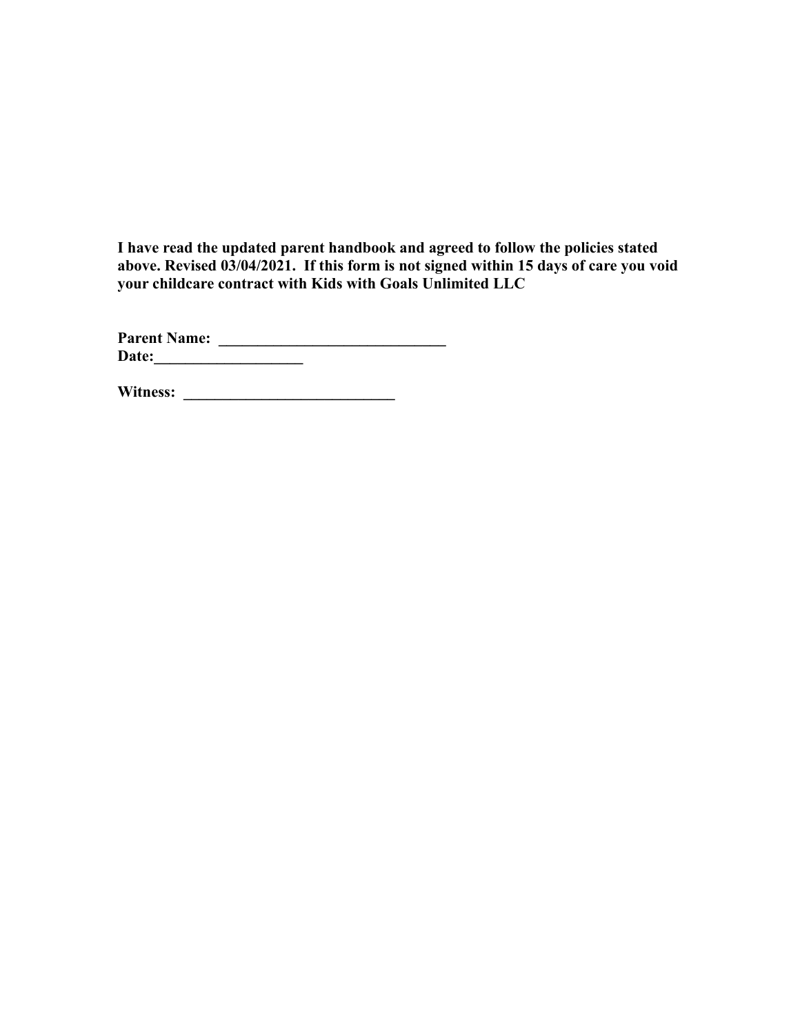**I have read the updated parent handbook and agreed to follow the policies stated above. Revised 03/04/2021. If this form is not signed within 15 days of care you void your childcare contract with Kids with Goals Unlimited LLC**

**Parent Name: ______________________________**
**Date:___________________**

**Witness: ___________________________**